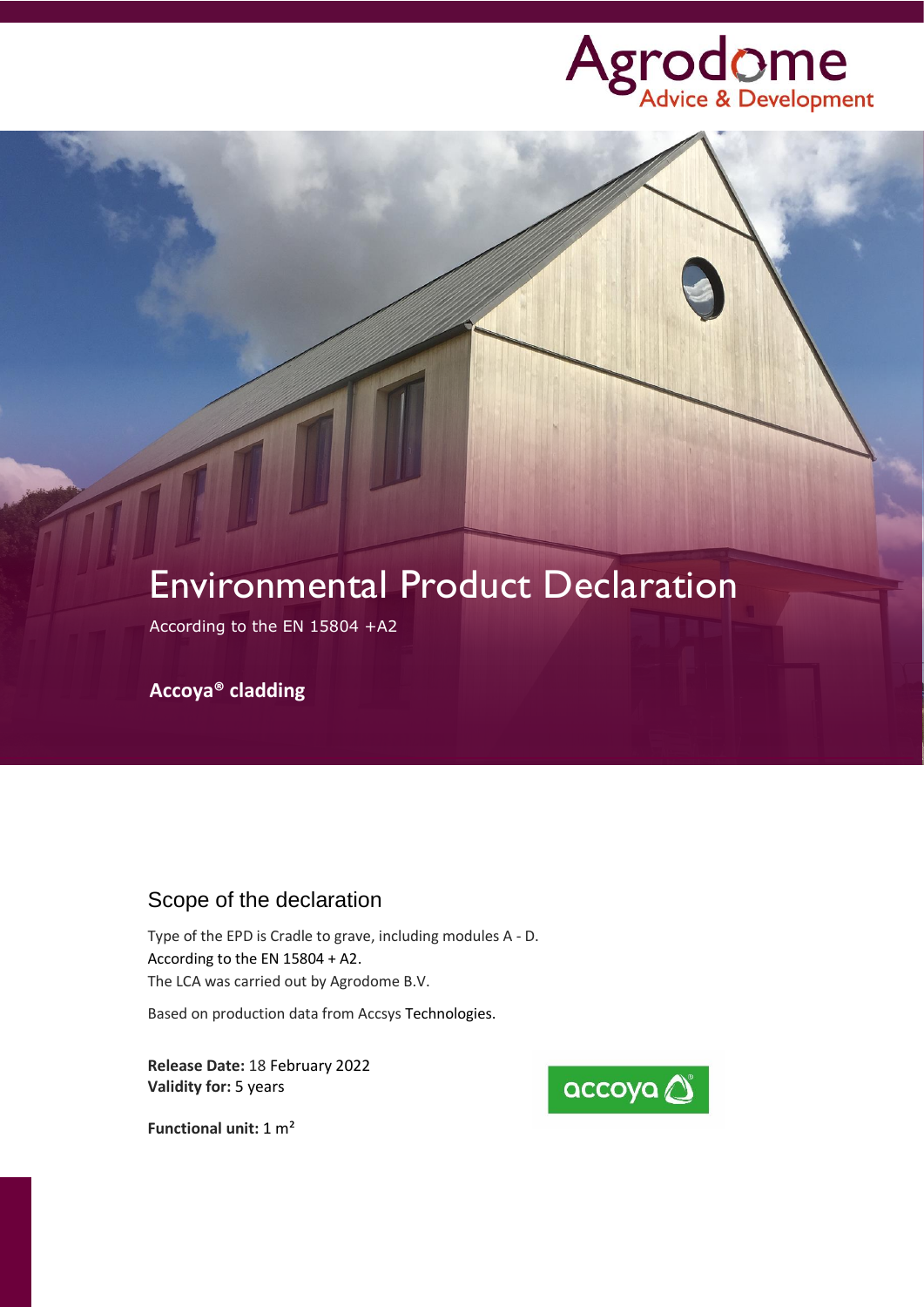Agrodome
Advice & Development

# Environmental Product Declaration

According to the EN 15804 +A2

**Accoya® cladding**

## Scope of the declaration

Type of the EPD is Cradle to grave, including modules A - D.
According to the EN 15804 + A2.
The LCA was carried out by Agrodome B.V.

Based on production data from Accsys Technologies.

**Release Date:** 18 February 2022
**Validity for:** 5 years

**Functional unit:** 1 m²

accoya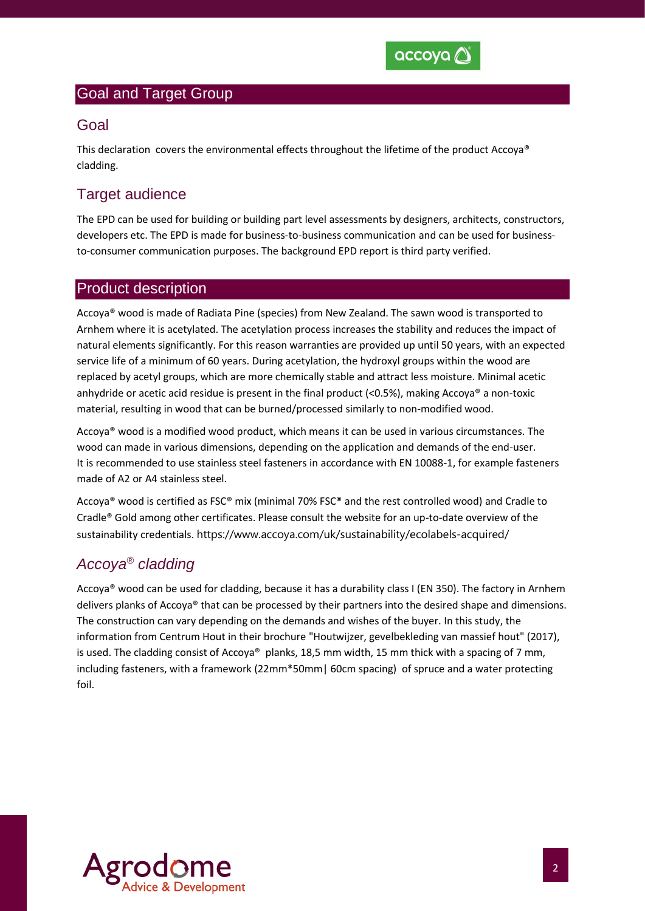## Goal and Target Group

### Goal

This declaration covers the environmental effects throughout the lifetime of the product Accoya® cladding.

### Target audience

The EPD can be used for building or building part level assessments by designers, architects, constructors, developers etc. The EPD is made for business-to-business communication and can be used for business-to-consumer communication purposes. The background EPD report is third party verified.

## Product description

Accoya® wood is made of Radiata Pine (species) from New Zealand. The sawn wood is transported to Arnhem where it is acetylated. The acetylation process increases the stability and reduces the impact of natural elements significantly. For this reason warranties are provided up until 50 years, with an expected service life of a minimum of 60 years. During acetylation, the hydroxyl groups within the wood are replaced by acetyl groups, which are more chemically stable and attract less moisture. Minimal acetic anhydride or acetic acid residue is present in the final product (<0.5%), making Accoya® a non-toxic material, resulting in wood that can be burned/processed similarly to non-modified wood.

Accoya® wood is a modified wood product, which means it can be used in various circumstances. The wood can made in various dimensions, depending on the application and demands of the end-user. It is recommended to use stainless steel fasteners in accordance with EN 10088-1, for example fasteners made of A2 or A4 stainless steel.

Accoya® wood is certified as FSC® mix (minimal 70% FSC® and the rest controlled wood) and Cradle to Cradle® Gold among other certificates. Please consult the website for an up-to-date overview of the sustainability credentials. https://www.accoya.com/uk/sustainability/ecolabels-acquired/

### *Accoya® cladding*

Accoya® wood can be used for cladding, because it has a durability class I (EN 350). The factory in Arnhem delivers planks of Accoya® that can be processed by their partners into the desired shape and dimensions. The construction can vary depending on the demands and wishes of the buyer. In this study, the information from Centrum Hout in their brochure "Houtwijzer, gevelbekleding van massief hout" (2017), is used. The cladding consist of Accoya® planks, 18,5 mm width, 15 mm thick with a spacing of 7 mm, including fasteners, with a framework (22mm*50mm| 60cm spacing) of spruce and a water protecting foil.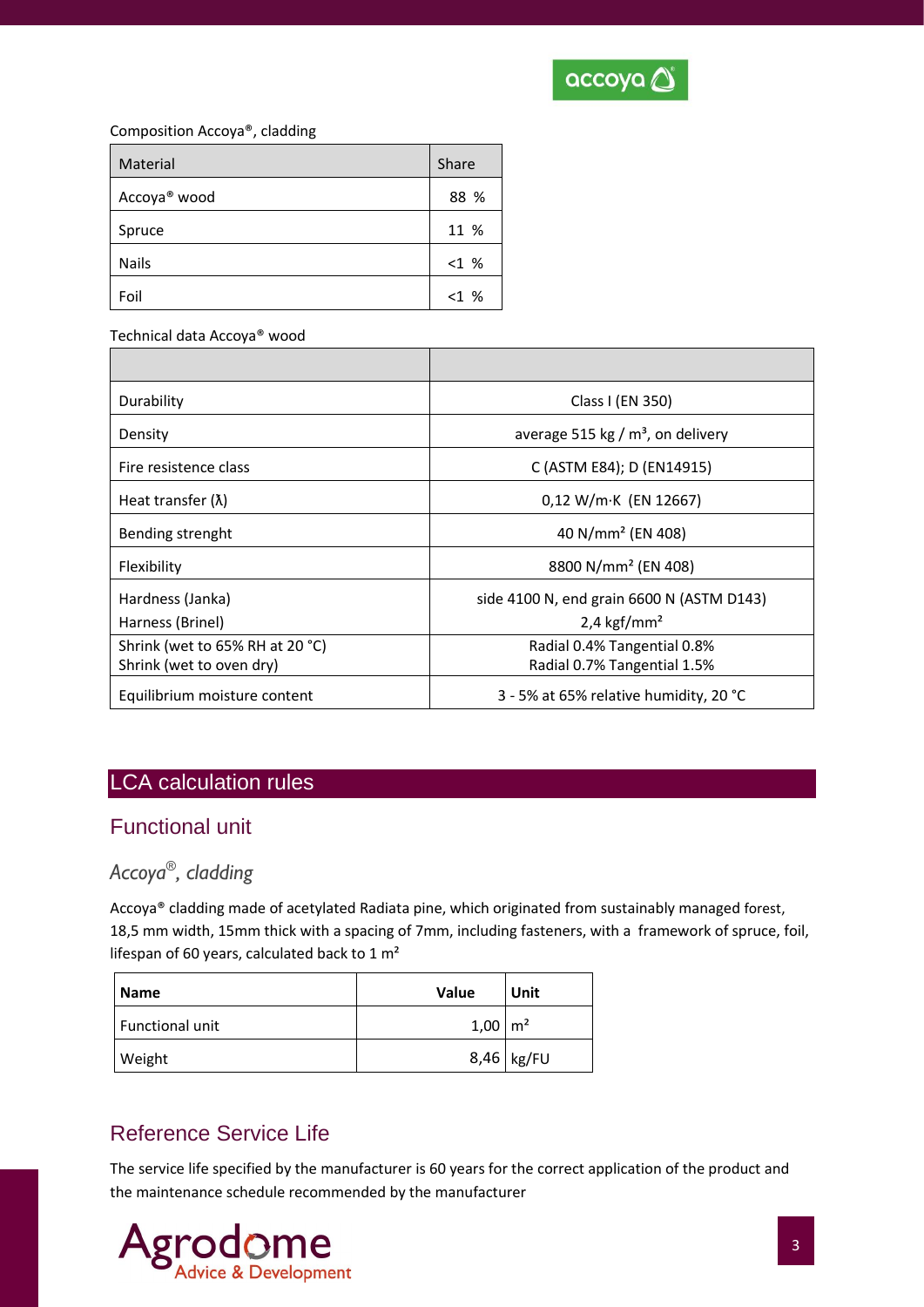Composition Accoya®, cladding

| Material | Share |
|---|---|
| Accoya® wood | 88 % |
| Spruce | 11 % |
| Nails | <1 % |
| Foil | <1 % |

Technical data Accoya® wood

| | |
|---|---|
| Durability | Class I (EN 350) |
| Density | average 515 kg / m³, on delivery |
| Fire resistence class | C (ASTM E84); D (EN14915) |
| Heat transfer (λ) | 0,12 W/m·K (EN 12667) |
| Bending strenght | 40 N/mm² (EN 408) |
| Flexibility | 8800 N/mm² (EN 408) |
| Hardness (Janka)<br>Harness (Brinel) | side 4100 N, end grain 6600 N (ASTM D143)<br>2,4 kgf/mm² |
| Shrink (wet to 65% RH at 20 °C)<br>Shrink (wet to oven dry) | Radial 0.4% Tangential 0.8%<br>Radial 0.7% Tangential 1.5% |
| Equilibrium moisture content | 3 - 5% at 65% relative humidity, 20 °C |

# LCA calculation rules

## Functional unit

### *Accoya®, cladding*

Accoya® cladding made of acetylated Radiata pine, which originated from sustainably managed forest, 18,5 mm width, 15mm thick with a spacing of 7mm, including fasteners, with a framework of spruce, foil, lifespan of 60 years, calculated back to 1 m²

| Name | Value | Unit |
|---|---|---|
| Functional unit | 1,00 | m² |
| Weight | 8,46 | kg/FU |

## Reference Service Life

The service life specified by the manufacturer is 60 years for the correct application of the product and the maintenance schedule recommended by the manufacturer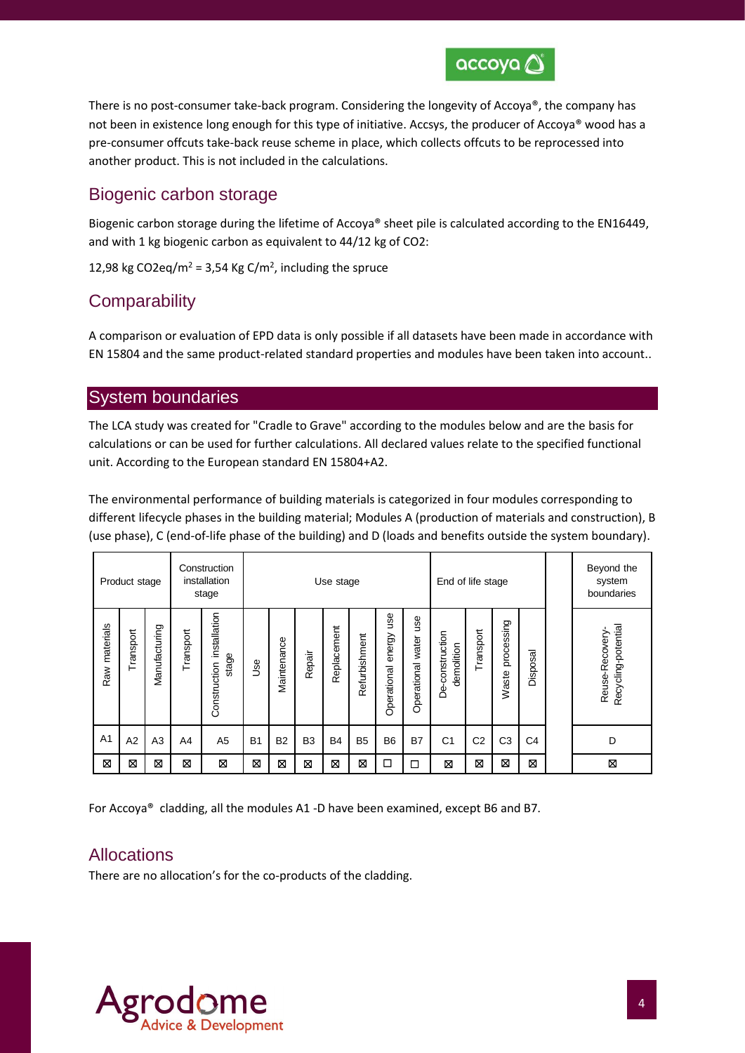There is no post-consumer take-back program. Considering the longevity of Accoya®, the company has not been in existence long enough for this type of initiative. Accsys, the producer of Accoya® wood has a pre-consumer offcuts take-back reuse scheme in place, which collects offcuts to be reprocessed into another product. This is not included in the calculations.

## Biogenic carbon storage

Biogenic carbon storage during the lifetime of Accoya® sheet pile is calculated according to the EN16449, and with 1 kg biogenic carbon as equivalent to 44/12 kg of CO2:

12,98 kg CO2eq/m² = 3,54 Kg C/m², including the spruce

## Comparability

A comparison or evaluation of EPD data is only possible if all datasets have been made in accordance with EN 15804 and the same product-related standard properties and modules have been taken into account..

## System boundaries

The LCA study was created for "Cradle to Grave" according to the modules below and are the basis for calculations or can be used for further calculations. All declared values relate to the specified functional unit. According to the European standard EN 15804+A2.

The environmental performance of building materials is categorized in four modules corresponding to different lifecycle phases in the building material; Modules A (production of materials and construction), B (use phase), C (end-of-life phase of the building) and D (loads and benefits outside the system boundary).

| Product stage | | | Construction installation stage | | Use stage | | | | | | | End of life stage | | | | | Beyond the system boundaries |
|---|---|---|---|---|---|---|---|---|---|---|---|---|---|---|---|---|---|
| Raw materials | Transport | Manufacturing | Transport | Construction installation stage | Use | Maintenance | Repair | Replacement | Refurbishment | Operational energy use | Operational water use | De-construction demolition | Transport | Waste processing | Disposal | | Reuse-Recovery-Recycling-potential |
| A1 | A2 | A3 | A4 | A5 | B1 | B2 | B3 | B4 | B5 | B6 | B7 | C1 | C2 | C3 | C4 | | D |
| ☒ | ☒ | ☒ | ☒ | ☒ | ☒ | ☒ | ☒ | ☒ | ☒ | ☐ | ☐ | ☒ | ☒ | ☒ | ☒ | | ☒ |

For Accoya® cladding, all the modules A1 -D have been examined, except B6 and B7.

## Allocations

There are no allocation's for the co-products of the cladding.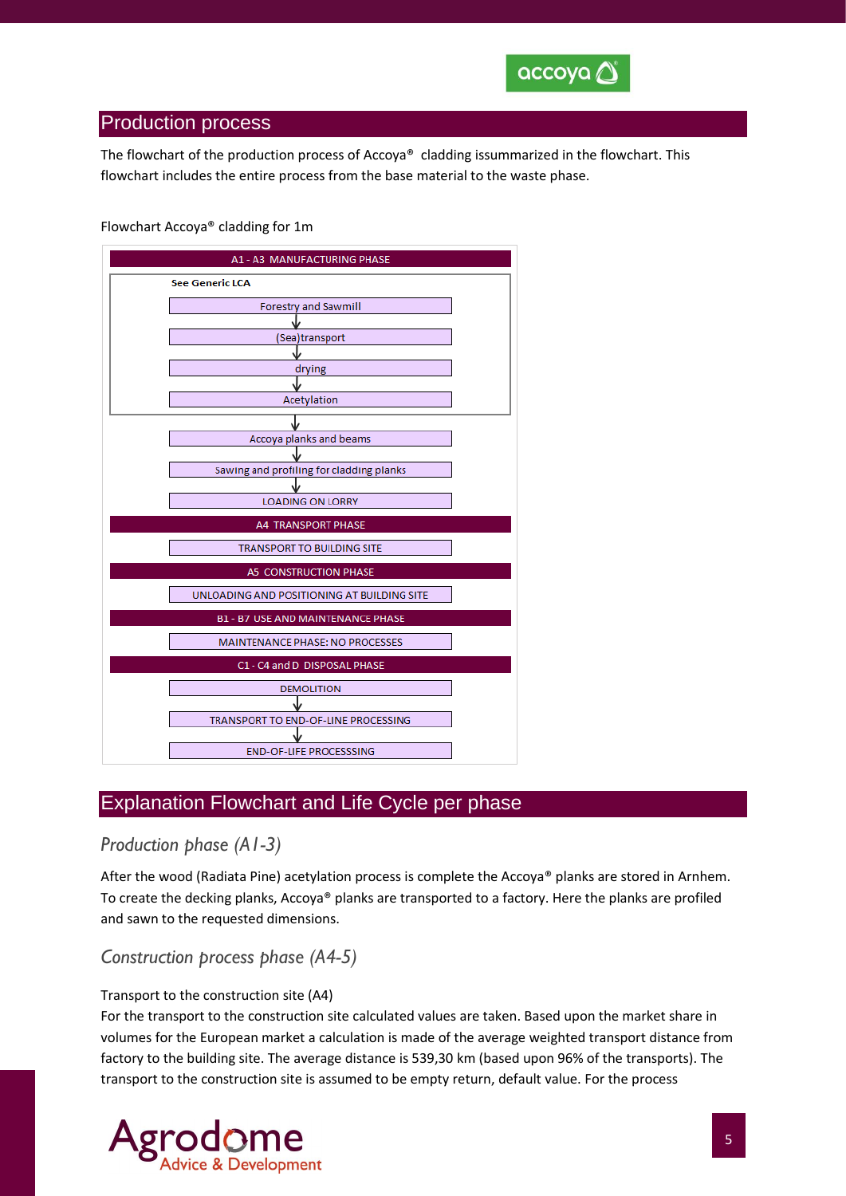## Production process

The flowchart of the production process of Accoya® cladding issummarized in the flowchart. This flowchart includes the entire process from the base material to the waste phase.

Flowchart Accoya® cladding for 1m

A1 - A3 MANUFACTURING PHASE

See Generic LCA

Forestry and Sawmill

(Sea)transport

drying

Acetylation

Accoya planks and beams

Sawing and profiling for cladding planks

LOADING ON LORRY

A4 TRANSPORT PHASE

TRANSPORT TO BUILDING SITE

A5 CONSTRUCTION PHASE

UNLOADING AND POSITIONING AT BUILDING SITE

B1 - B7 USE AND MAINTENANCE PHASE

MAINTENANCE PHASE: NO PROCESSES

C1 - C4 and D DISPOSAL PHASE

DEMOLITION

TRANSPORT TO END-OF-LINE PROCESSING

END-OF-LIFE PROCESSSING

## Explanation Flowchart and Life Cycle per phase

### *Production phase (A1-3)*

After the wood (Radiata Pine) acetylation process is complete the Accoya® planks are stored in Arnhem. To create the decking planks, Accoya® planks are transported to a factory. Here the planks are profiled and sawn to the requested dimensions.

### *Construction process phase (A4-5)*

Transport to the construction site (A4)
For the transport to the construction site calculated values are taken. Based upon the market share in volumes for the European market a calculation is made of the average weighted transport distance from factory to the building site. The average distance is 539,30 km (based upon 96% of the transports). The transport to the construction site is assumed to be empty return, default value. For the process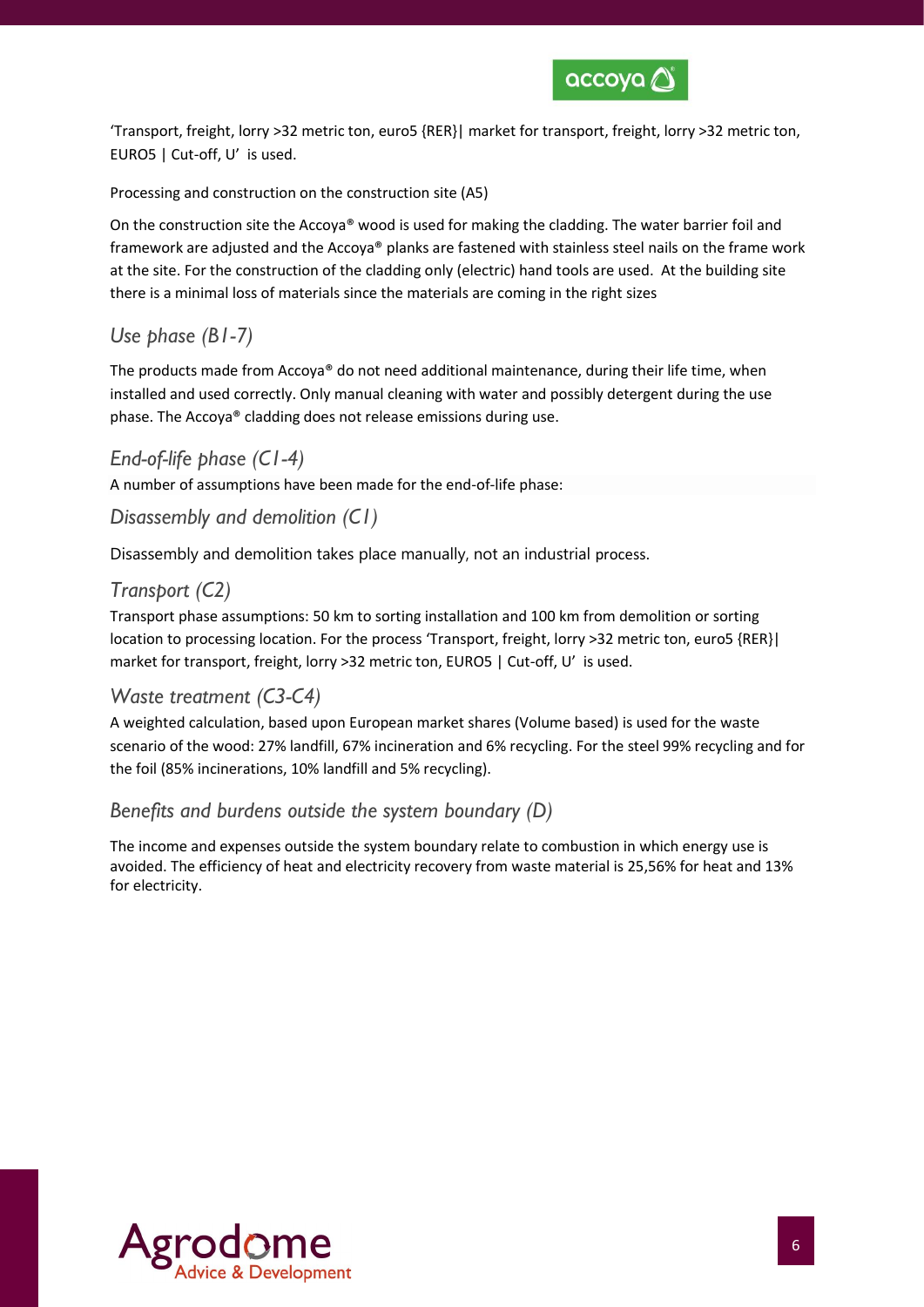'Transport, freight, lorry >32 metric ton, euro5 {RER}| market for transport, freight, lorry >32 metric ton, EURO5 | Cut-off, U' is used.

Processing and construction on the construction site (A5)

On the construction site the Accoya® wood is used for making the cladding. The water barrier foil and framework are adjusted and the Accoya® planks are fastened with stainless steel nails on the frame work at the site. For the construction of the cladding only (electric) hand tools are used. At the building site there is a minimal loss of materials since the materials are coming in the right sizes

## *Use phase (B1-7)*

The products made from Accoya® do not need additional maintenance, during their life time, when installed and used correctly. Only manual cleaning with water and possibly detergent during the use phase. The Accoya® cladding does not release emissions during use.

## *End-of-life phase (C1-4)*

A number of assumptions have been made for the end-of-life phase:

### *Disassembly and demolition (C1)*

Disassembly and demolition takes place manually, not an industrial process.

### *Transport (C2)*

Transport phase assumptions: 50 km to sorting installation and 100 km from demolition or sorting location to processing location. For the process 'Transport, freight, lorry >32 metric ton, euro5 {RER}| market for transport, freight, lorry >32 metric ton, EURO5 | Cut-off, U' is used.

### *Waste treatment (C3-C4)*

A weighted calculation, based upon European market shares (Volume based) is used for the waste scenario of the wood: 27% landfill, 67% incineration and 6% recycling. For the steel 99% recycling and for the foil (85% incinerations, 10% landfill and 5% recycling).

### *Benefits and burdens outside the system boundary (D)*

The income and expenses outside the system boundary relate to combustion in which energy use is avoided. The efficiency of heat and electricity recovery from waste material is 25,56% for heat and 13% for electricity.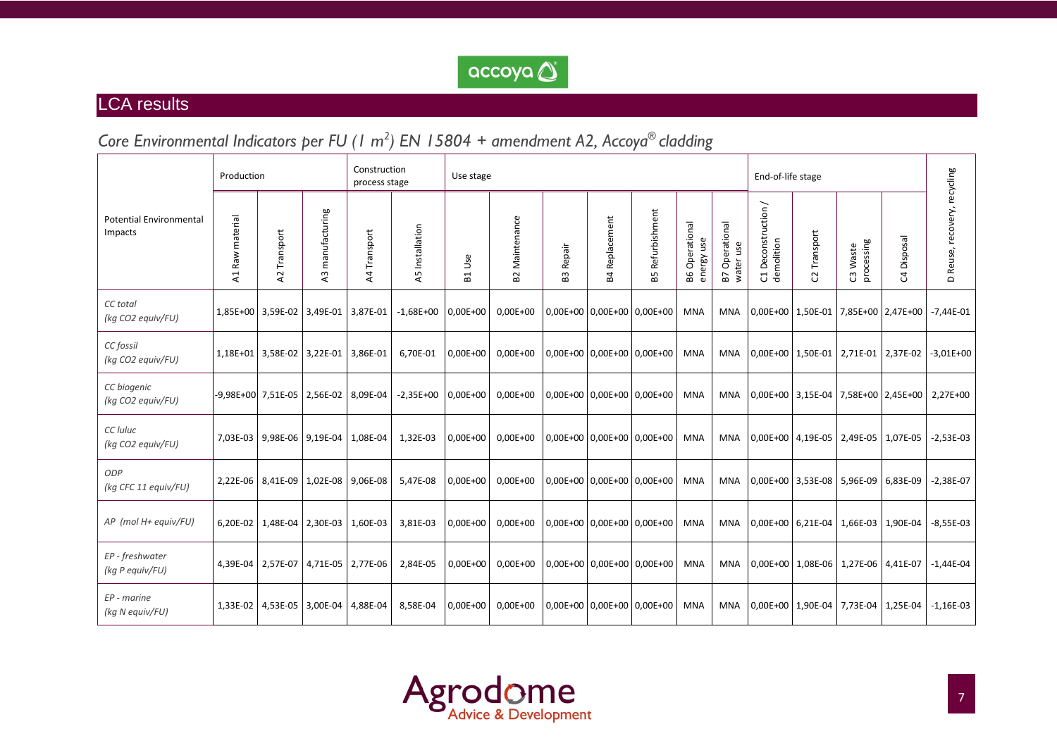## LCA results

### *Core Environmental Indicators per FU (1 $m^2$) EN 15804 + amendment A2, Accoya® cladding*

| Potential Environmental Impacts | Production | | | Construction process stage | | Use stage | | | | | | | End-of-life stage | | | | D Reuse, recovery, recycling |
|---|---|---|---|---|---|---|---|---|---|---|---|---|---|---|---|---|---|
| | A1 Raw material | A2 Transport | A3 manufacturing | A4 Transport | A5 Installation | B1 Use | B2 Maintenance | B3 Repair | B4 Replacement | B5 Refurbishment | B6 Operational energy use | B7 Operational water use | C1 Deconstruction / demolition | C2 Transport | C3 Waste processing | C4 Disposal | |
| *CC total (kg CO2 equiv/FU)* | 1,85E+00 | 3,59E-02 | 3,49E-01 | 3,87E-01 | -1,68E+00 | 0,00E+00 | 0,00E+00 | 0,00E+00 | 0,00E+00 | 0,00E+00 | MNA | MNA | 0,00E+00 | 1,50E-01 | 7,85E+00 | 2,47E+00 | -7,44E-01 |
| *CC fossil (kg CO2 equiv/FU)* | 1,18E+01 | 3,58E-02 | 3,22E-01 | 3,86E-01 | 6,70E-01 | 0,00E+00 | 0,00E+00 | 0,00E+00 | 0,00E+00 | 0,00E+00 | MNA | MNA | 0,00E+00 | 1,50E-01 | 2,71E-01 | 2,37E-02 | -3,01E+00 |
| *CC biogenic (kg CO2 equiv/FU)* | -9,98E+00 | 7,51E-05 | 2,56E-02 | 8,09E-04 | -2,35E+00 | 0,00E+00 | 0,00E+00 | 0,00E+00 | 0,00E+00 | 0,00E+00 | MNA | MNA | 0,00E+00 | 3,15E-04 | 7,58E+00 | 2,45E+00 | 2,27E+00 |
| *CC luluc (kg CO2 equiv/FU)* | 7,03E-03 | 9,98E-06 | 9,19E-04 | 1,08E-04 | 1,32E-03 | 0,00E+00 | 0,00E+00 | 0,00E+00 | 0,00E+00 | 0,00E+00 | MNA | MNA | 0,00E+00 | 4,19E-05 | 2,49E-05 | 1,07E-05 | -2,53E-03 |
| *ODP (kg CFC 11 equiv/FU)* | 2,22E-06 | 8,41E-09 | 1,02E-08 | 9,06E-08 | 5,47E-08 | 0,00E+00 | 0,00E+00 | 0,00E+00 | 0,00E+00 | 0,00E+00 | MNA | MNA | 0,00E+00 | 3,53E-08 | 5,96E-09 | 6,83E-09 | -2,38E-07 |
| *AP (mol H+ equiv/FU)* | 6,20E-02 | 1,48E-04 | 2,30E-03 | 1,60E-03 | 3,81E-03 | 0,00E+00 | 0,00E+00 | 0,00E+00 | 0,00E+00 | 0,00E+00 | MNA | MNA | 0,00E+00 | 6,21E-04 | 1,66E-03 | 1,90E-04 | -8,55E-03 |
| *EP - freshwater (kg P equiv/FU)* | 4,39E-04 | 2,57E-07 | 4,71E-05 | 2,77E-06 | 2,84E-05 | 0,00E+00 | 0,00E+00 | 0,00E+00 | 0,00E+00 | 0,00E+00 | MNA | MNA | 0,00E+00 | 1,08E-06 | 1,27E-06 | 4,41E-07 | -1,44E-04 |
| *EP - marine (kg N equiv/FU)* | 1,33E-02 | 4,53E-05 | 3,00E-04 | 4,88E-04 | 8,58E-04 | 0,00E+00 | 0,00E+00 | 0,00E+00 | 0,00E+00 | 0,00E+00 | MNA | MNA | 0,00E+00 | 1,90E-04 | 7,73E-04 | 1,25E-04 | -1,16E-03 |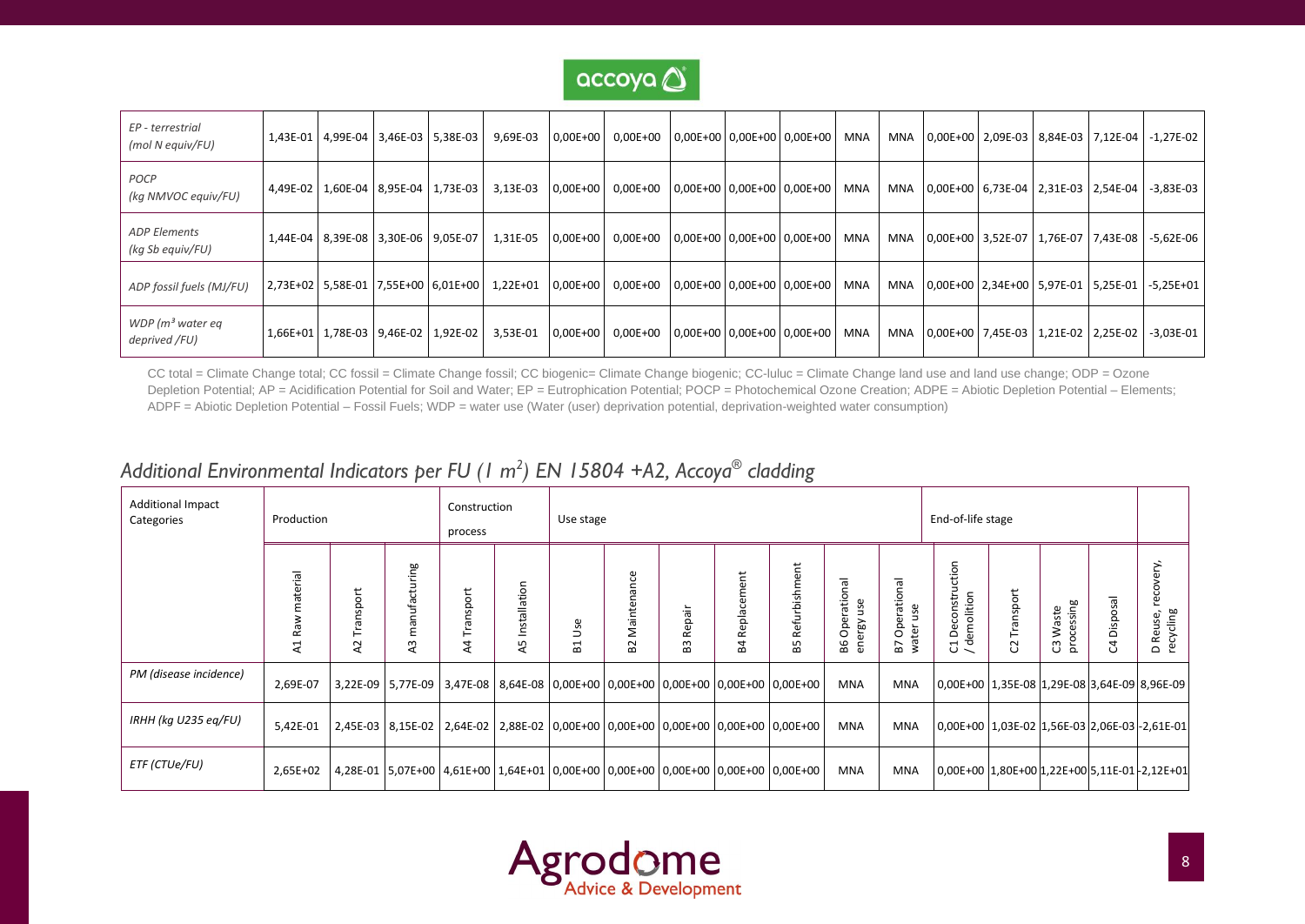| | | | | | | | | | | | | | | | | |
|---|---|---|---|---|---|---|---|---|---|---|---|---|---|---|---|---|
| *EP - terrestrial (mol N equiv/FU)* | 1,43E-01 | 4,99E-04 | 3,46E-03 | 5,38E-03 | 9,69E-03 | 0,00E+00 | 0,00E+00 | 0,00E+00 | 0,00E+00 | 0,00E+00 | MNA | MNA | 0,00E+00 | 2,09E-03 | 8,84E-03 | 7,12E-04 | -1,27E-02 |
| *POCP (kg NMVOC equiv/FU)* | 4,49E-02 | 1,60E-04 | 8,95E-04 | 1,73E-03 | 3,13E-03 | 0,00E+00 | 0,00E+00 | 0,00E+00 | 0,00E+00 | 0,00E+00 | MNA | MNA | 0,00E+00 | 6,73E-04 | 2,31E-03 | 2,54E-04 | -3,83E-03 |
| *ADP Elements (kg Sb equiv/FU)* | 1,44E-04 | 8,39E-08 | 3,30E-06 | 9,05E-07 | 1,31E-05 | 0,00E+00 | 0,00E+00 | 0,00E+00 | 0,00E+00 | 0,00E+00 | MNA | MNA | 0,00E+00 | 3,52E-07 | 1,76E-07 | 7,43E-08 | -5,62E-06 |
| *ADP fossil fuels (MJ/FU)* | 2,73E+02 | 5,58E-01 | 7,55E+00 | 6,01E+00 | 1,22E+01 | 0,00E+00 | 0,00E+00 | 0,00E+00 | 0,00E+00 | 0,00E+00 | MNA | MNA | 0,00E+00 | 2,34E+00 | 5,97E-01 | 5,25E-01 | -5,25E+01 |
| *WDP ($m^3$ water eq deprived /FU)* | 1,66E+01 | 1,78E-03 | 9,46E-02 | 1,92E-02 | 3,53E-01 | 0,00E+00 | 0,00E+00 | 0,00E+00 | 0,00E+00 | 0,00E+00 | MNA | MNA | 0,00E+00 | 7,45E-03 | 1,21E-02 | 2,25E-02 | -3,03E-01 |

CC total = Climate Change total; CC fossil = Climate Change fossil; CC biogenic= Climate Change biogenic; CC-luluc = Climate Change land use and land use change; ODP = Ozone Depletion Potential; AP = Acidification Potential for Soil and Water; EP = Eutrophication Potential; POCP = Photochemical Ozone Creation; ADPE = Abiotic Depletion Potential – Elements; ADPF = Abiotic Depletion Potential – Fossil Fuels; WDP = water use (Water (user) deprivation potential, deprivation-weighted water consumption)

## *Additional Environmental Indicators per FU (1 $m^2$) EN 15804 +A2, Accoya® cladding*

| Additional Impact Categories | Production | | | Construction process | | Use stage | | | | | | | End-of-life stage | | | | |
|---|---|---|---|---|---|---|---|---|---|---|---|---|---|---|---|---|---|
| | A1 Raw material | A2 Transport | A3 manufacturing | A4 Transport | A5 Installation | B1 Use | B2 Maintenance | B3 Repair | B4 Replacement | B5 Refurbishment | B6 Operational energy use | B7 Operational water use | C1 Deconstruction / demolition | C2 Transport | C3 Waste processing | C4 Disposal | D Reuse, recovery, recycling |
| *PM (disease incidence)* | 2,69E-07 | 3,22E-09 | 5,77E-09 | 3,47E-08 | 8,64E-08 | 0,00E+00 | 0,00E+00 | 0,00E+00 | 0,00E+00 | 0,00E+00 | MNA | MNA | 0,00E+00 | 1,35E-08 | 1,29E-08 | 3,64E-09 | 8,96E-09 |
| *IRHH (kg U235 eq/FU)* | 5,42E-01 | 2,45E-03 | 8,15E-02 | 2,64E-02 | 2,88E-02 | 0,00E+00 | 0,00E+00 | 0,00E+00 | 0,00E+00 | 0,00E+00 | MNA | MNA | 0,00E+00 | 1,03E-02 | 1,56E-03 | 2,06E-03 | -2,61E-01 |
| *ETF (CTUe/FU)* | 2,65E+02 | 4,28E-01 | 5,07E+00 | 4,61E+00 | 1,64E+01 | 0,00E+00 | 0,00E+00 | 0,00E+00 | 0,00E+00 | 0,00E+00 | MNA | MNA | 0,00E+00 | 1,80E+00 | 1,22E+00 | 5,11E-01 | -2,12E+01 |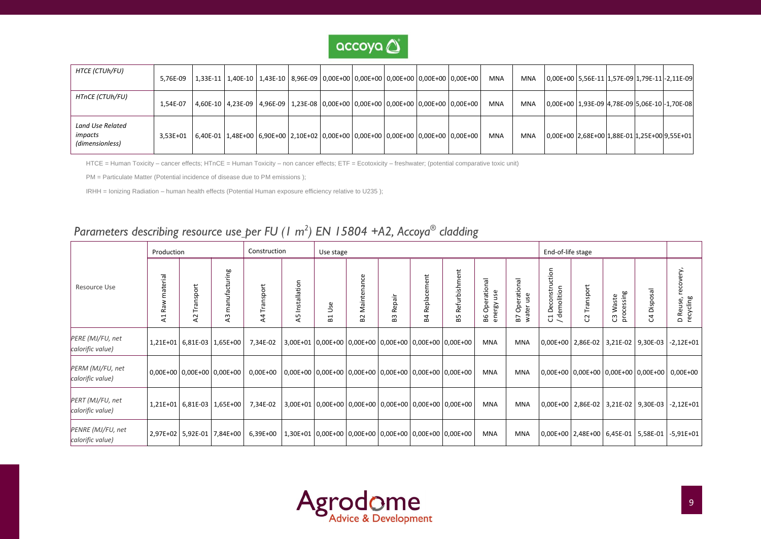| | | | | | | | | | | | | | | | | | |
|---|---|---|---|---|---|---|---|---|---|---|---|---|---|---|---|---|---|
| *HTCE (CTUh/FU)* | 5,76E-09 | 1,33E-11 | 1,40E-10 | 1,43E-10 | 8,96E-09 | 0,00E+00 | 0,00E+00 | 0,00E+00 | 0,00E+00 | 0,00E+00 | MNA | MNA | 0,00E+00 | 5,56E-11 | 1,57E-09 | 1,79E-11 | -2,11E-09 |
| *HTnCE (CTUh/FU)* | 1,54E-07 | 4,60E-10 | 4,23E-09 | 4,96E-09 | 1,23E-08 | 0,00E+00 | 0,00E+00 | 0,00E+00 | 0,00E+00 | 0,00E+00 | MNA | MNA | 0,00E+00 | 1,93E-09 | 4,78E-09 | 5,06E-10 | -1,70E-08 |
| *Land Use Related impacts (dimensionless)* | 3,53E+01 | 6,40E-01 | 1,48E+00 | 6,90E+00 | 2,10E+02 | 0,00E+00 | 0,00E+00 | 0,00E+00 | 0,00E+00 | 0,00E+00 | MNA | MNA | 0,00E+00 | 2,68E+00 | 1,88E-01 | 1,25E+00 | 9,55E+01 |

HTCE = Human Toxicity – cancer effects; HTnCE = Human Toxicity – non cancer effects; ETF = Ecotoxicity – freshwater; (potential comparative toxic unit)

PM = Particulate Matter (Potential incidence of disease due to PM emissions );

IRHH = Ionizing Radiation – human health effects (Potential Human exposure efficiency relative to U235 );

## *Parameters describing resource use per FU (1 m$^2$) EN 15804 +A2, Accoya® cladding*

| Resource Use | Production | | | Construction | | Use stage | | | | | | | End-of-life stage | | | | |
|---|---|---|---|---|---|---|---|---|---|---|---|---|---|---|---|---|---|
| | A1 Raw material | A2 Transport | A3 manufacturing | A4 Transport | A5 Installation | B1 Use | B2 Maintenance | B3 Repair | B4 Replacement | B5 Refurbishment | B6 Operational energy use | B7 Operational water use | C1 Deconstruction / demolition | C2 Transport | C3 Waste processing | C4 Disposal | D Reuse, recovery, recycling |
| *PERE (MJ/FU, net calorific value)* | 1,21E+01 | 6,81E-03 | 1,65E+00 | 7,34E-02 | 3,00E+01 | 0,00E+00 | 0,00E+00 | 0,00E+00 | 0,00E+00 | 0,00E+00 | MNA | MNA | 0,00E+00 | 2,86E-02 | 3,21E-02 | 9,30E-03 | -2,12E+01 |
| *PERM (MJ/FU, net calorific value)* | 0,00E+00 | 0,00E+00 | 0,00E+00 | 0,00E+00 | 0,00E+00 | 0,00E+00 | 0,00E+00 | 0,00E+00 | 0,00E+00 | 0,00E+00 | MNA | MNA | 0,00E+00 | 0,00E+00 | 0,00E+00 | 0,00E+00 | 0,00E+00 |
| *PERT (MJ/FU, net calorific value)* | 1,21E+01 | 6,81E-03 | 1,65E+00 | 7,34E-02 | 3,00E+01 | 0,00E+00 | 0,00E+00 | 0,00E+00 | 0,00E+00 | 0,00E+00 | MNA | MNA | 0,00E+00 | 2,86E-02 | 3,21E-02 | 9,30E-03 | -2,12E+01 |
| *PENRE (MJ/FU, net calorific value)* | 2,97E+02 | 5,92E-01 | 7,84E+00 | 6,39E+00 | 1,30E+01 | 0,00E+00 | 0,00E+00 | 0,00E+00 | 0,00E+00 | 0,00E+00 | MNA | MNA | 0,00E+00 | 2,48E+00 | 6,45E-01 | 5,58E-01 | -5,91E+01 |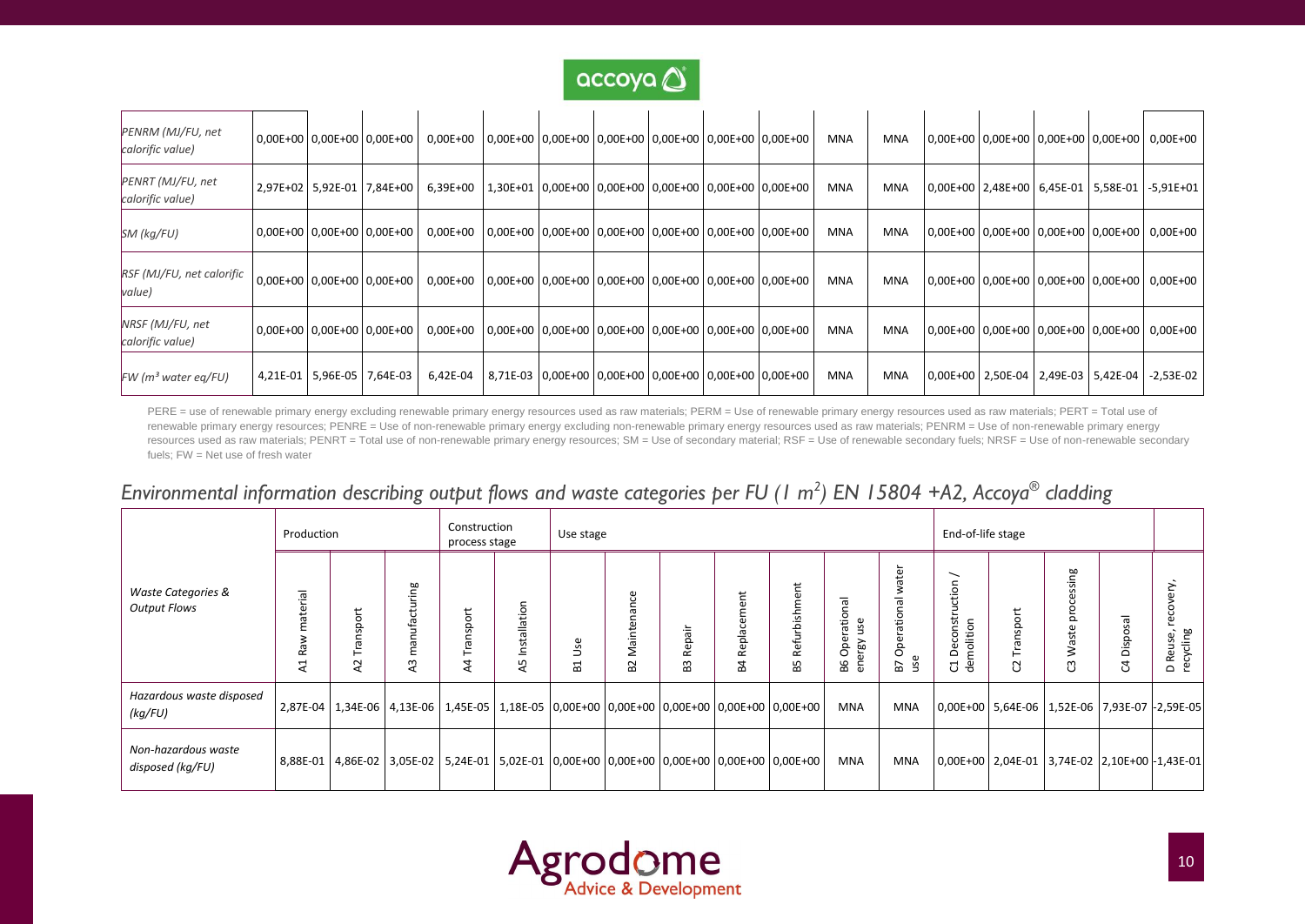| | | | | | | | | | | | | | | | | | |
|---|---|---|---|---|---|---|---|---|---|---|---|---|---|---|---|---|---|
| *PENRM (MJ/FU, net calorific value)* | 0,00E+00 | 0,00E+00 | 0,00E+00 | 0,00E+00 | 0,00E+00 | 0,00E+00 | 0,00E+00 | 0,00E+00 | 0,00E+00 | 0,00E+00 | MNA | MNA | 0,00E+00 | 0,00E+00 | 0,00E+00 | 0,00E+00 | 0,00E+00 |
| *PENRT (MJ/FU, net calorific value)* | 2,97E+02 | 5,92E-01 | 7,84E+00 | 6,39E+00 | 1,30E+01 | 0,00E+00 | 0,00E+00 | 0,00E+00 | 0,00E+00 | 0,00E+00 | MNA | MNA | 0,00E+00 | 2,48E+00 | 6,45E-01 | 5,58E-01 | -5,91E+01 |
| *SM (kg/FU)* | 0,00E+00 | 0,00E+00 | 0,00E+00 | 0,00E+00 | 0,00E+00 | 0,00E+00 | 0,00E+00 | 0,00E+00 | 0,00E+00 | 0,00E+00 | MNA | MNA | 0,00E+00 | 0,00E+00 | 0,00E+00 | 0,00E+00 | 0,00E+00 |
| *RSF (MJ/FU, net calorific value)* | 0,00E+00 | 0,00E+00 | 0,00E+00 | 0,00E+00 | 0,00E+00 | 0,00E+00 | 0,00E+00 | 0,00E+00 | 0,00E+00 | 0,00E+00 | MNA | MNA | 0,00E+00 | 0,00E+00 | 0,00E+00 | 0,00E+00 | 0,00E+00 |
| *NRSF (MJ/FU, net calorific value)* | 0,00E+00 | 0,00E+00 | 0,00E+00 | 0,00E+00 | 0,00E+00 | 0,00E+00 | 0,00E+00 | 0,00E+00 | 0,00E+00 | 0,00E+00 | MNA | MNA | 0,00E+00 | 0,00E+00 | 0,00E+00 | 0,00E+00 | 0,00E+00 |
| *FW ($m^3$ water eq/FU)* | 4,21E-01 | 5,96E-05 | 7,64E-03 | 6,42E-04 | 8,71E-03 | 0,00E+00 | 0,00E+00 | 0,00E+00 | 0,00E+00 | 0,00E+00 | MNA | MNA | 0,00E+00 | 2,50E-04 | 2,49E-03 | 5,42E-04 | -2,53E-02 |

PERE = use of renewable primary energy excluding renewable primary energy resources used as raw materials; PERM = Use of renewable primary energy resources used as raw materials; PERT = Total use of renewable primary energy resources; PENRE = Use of non-renewable primary energy excluding non-renewable primary energy resources used as raw materials; PENRM = Use of non-renewable primary energy resources used as raw materials; PENRT = Total use of non-renewable primary energy resources; SM = Use of secondary material; RSF = Use of renewable secondary fuels; NRSF = Use of non-renewable secondary fuels; FW = Net use of fresh water

## *Environmental information describing output flows and waste categories per FU (1 m²) EN 15804 +A2, Accoya® cladding*

| *Waste Categories & Output Flows* | Production | | | Construction process stage | | Use stage | | | | | | | End-of-life stage | | | | |
|---|---|---|---|---|---|---|---|---|---|---|---|---|---|---|---|---|---|
| | A1 Raw material | A2 Transport | A3 manufacturing | A4 Transport | A5 Installation | B1 Use | B2 Maintenance | B3 Repair | B4 Replacement | B5 Refurbishment | B6 Operational energy use | B7 Operational water use | C1 Deconstruction / demolition | C2 Transport | C3 Waste processing | C4 Disposal | D Reuse, recovery, recycling |
| *Hazardous waste disposed (kg/FU)* | 2,87E-04 | 1,34E-06 | 4,13E-06 | 1,45E-05 | 1,18E-05 | 0,00E+00 | 0,00E+00 | 0,00E+00 | 0,00E+00 | 0,00E+00 | MNA | MNA | 0,00E+00 | 5,64E-06 | 1,52E-06 | 7,93E-07 | -2,59E-05 |
| *Non-hazardous waste disposed (kg/FU)* | 8,88E-01 | 4,86E-02 | 3,05E-02 | 5,24E-01 | 5,02E-01 | 0,00E+00 | 0,00E+00 | 0,00E+00 | 0,00E+00 | 0,00E+00 | MNA | MNA | 0,00E+00 | 2,04E-01 | 3,74E-02 | 2,10E+00 | -1,43E-01 |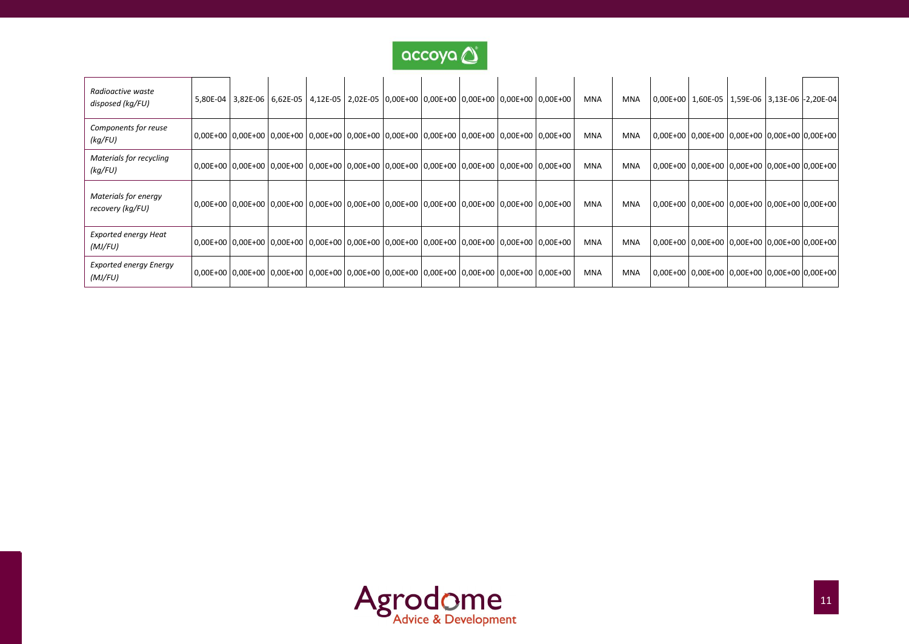| | | | | | | | | | | | | | | | | | |
|---|---|---|---|---|---|---|---|---|---|---|---|---|---|---|---|---|---|
| *Radioactive waste disposed (kg/FU)* | 5,80E-04 | 3,82E-06 | 6,62E-05 | 4,12E-05 | 2,02E-05 | 0,00E+00 | 0,00E+00 | 0,00E+00 | 0,00E+00 | 0,00E+00 | MNA | MNA | 0,00E+00 | 1,60E-05 | 1,59E-06 | 3,13E-06 | -2,20E-04 |
| *Components for reuse (kg/FU)* | 0,00E+00 | 0,00E+00 | 0,00E+00 | 0,00E+00 | 0,00E+00 | 0,00E+00 | 0,00E+00 | 0,00E+00 | 0,00E+00 | 0,00E+00 | MNA | MNA | 0,00E+00 | 0,00E+00 | 0,00E+00 | 0,00E+00 | 0,00E+00 |
| *Materials for recycling (kg/FU)* | 0,00E+00 | 0,00E+00 | 0,00E+00 | 0,00E+00 | 0,00E+00 | 0,00E+00 | 0,00E+00 | 0,00E+00 | 0,00E+00 | 0,00E+00 | MNA | MNA | 0,00E+00 | 0,00E+00 | 0,00E+00 | 0,00E+00 | 0,00E+00 |
| *Materials for energy recovery (kg/FU)* | 0,00E+00 | 0,00E+00 | 0,00E+00 | 0,00E+00 | 0,00E+00 | 0,00E+00 | 0,00E+00 | 0,00E+00 | 0,00E+00 | 0,00E+00 | MNA | MNA | 0,00E+00 | 0,00E+00 | 0,00E+00 | 0,00E+00 | 0,00E+00 |
| *Exported energy Heat (MJ/FU)* | 0,00E+00 | 0,00E+00 | 0,00E+00 | 0,00E+00 | 0,00E+00 | 0,00E+00 | 0,00E+00 | 0,00E+00 | 0,00E+00 | 0,00E+00 | MNA | MNA | 0,00E+00 | 0,00E+00 | 0,00E+00 | 0,00E+00 | 0,00E+00 |
| *Exported energy Energy (MJ/FU)* | 0,00E+00 | 0,00E+00 | 0,00E+00 | 0,00E+00 | 0,00E+00 | 0,00E+00 | 0,00E+00 | 0,00E+00 | 0,00E+00 | 0,00E+00 | MNA | MNA | 0,00E+00 | 0,00E+00 | 0,00E+00 | 0,00E+00 | 0,00E+00 |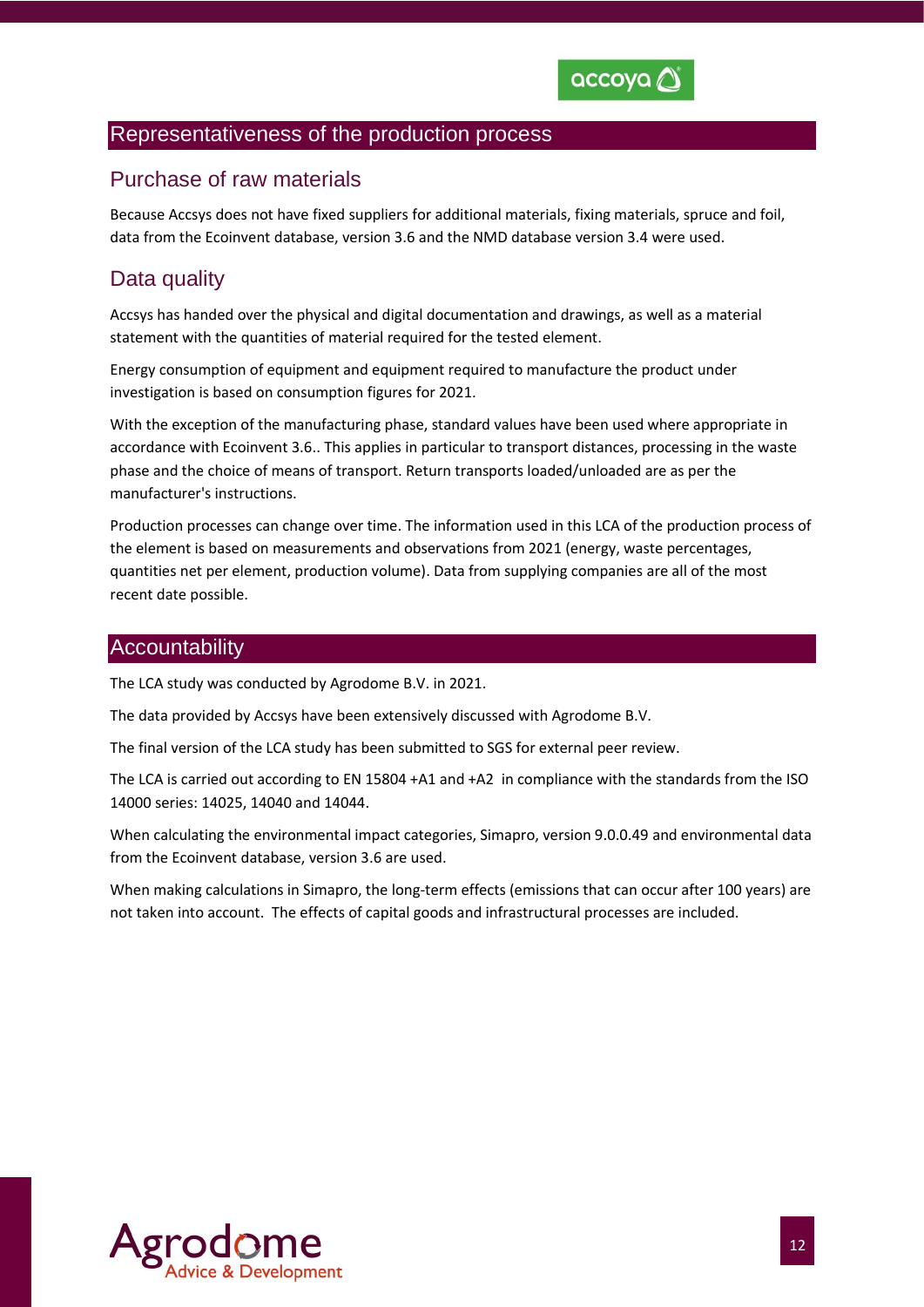## Representativeness of the production process

### Purchase of raw materials

Because Accsys does not have fixed suppliers for additional materials, fixing materials, spruce and foil, data from the Ecoinvent database, version 3.6 and the NMD database version 3.4 were used.

### Data quality

Accsys has handed over the physical and digital documentation and drawings, as well as a material statement with the quantities of material required for the tested element.

Energy consumption of equipment and equipment required to manufacture the product under investigation is based on consumption figures for 2021.

With the exception of the manufacturing phase, standard values have been used where appropriate in accordance with Ecoinvent 3.6.. This applies in particular to transport distances, processing in the waste phase and the choice of means of transport. Return transports loaded/unloaded are as per the manufacturer's instructions.

Production processes can change over time. The information used in this LCA of the production process of the element is based on measurements and observations from 2021 (energy, waste percentages, quantities net per element, production volume). Data from supplying companies are all of the most recent date possible.

## Accountability

The LCA study was conducted by Agrodome B.V. in 2021.

The data provided by Accsys have been extensively discussed with Agrodome B.V.

The final version of the LCA study has been submitted to SGS for external peer review.

The LCA is carried out according to EN 15804 +A1 and +A2 in compliance with the standards from the ISO 14000 series: 14025, 14040 and 14044.

When calculating the environmental impact categories, Simapro, version 9.0.0.49 and environmental data from the Ecoinvent database, version 3.6 are used.

When making calculations in Simapro, the long-term effects (emissions that can occur after 100 years) are not taken into account. The effects of capital goods and infrastructural processes are included.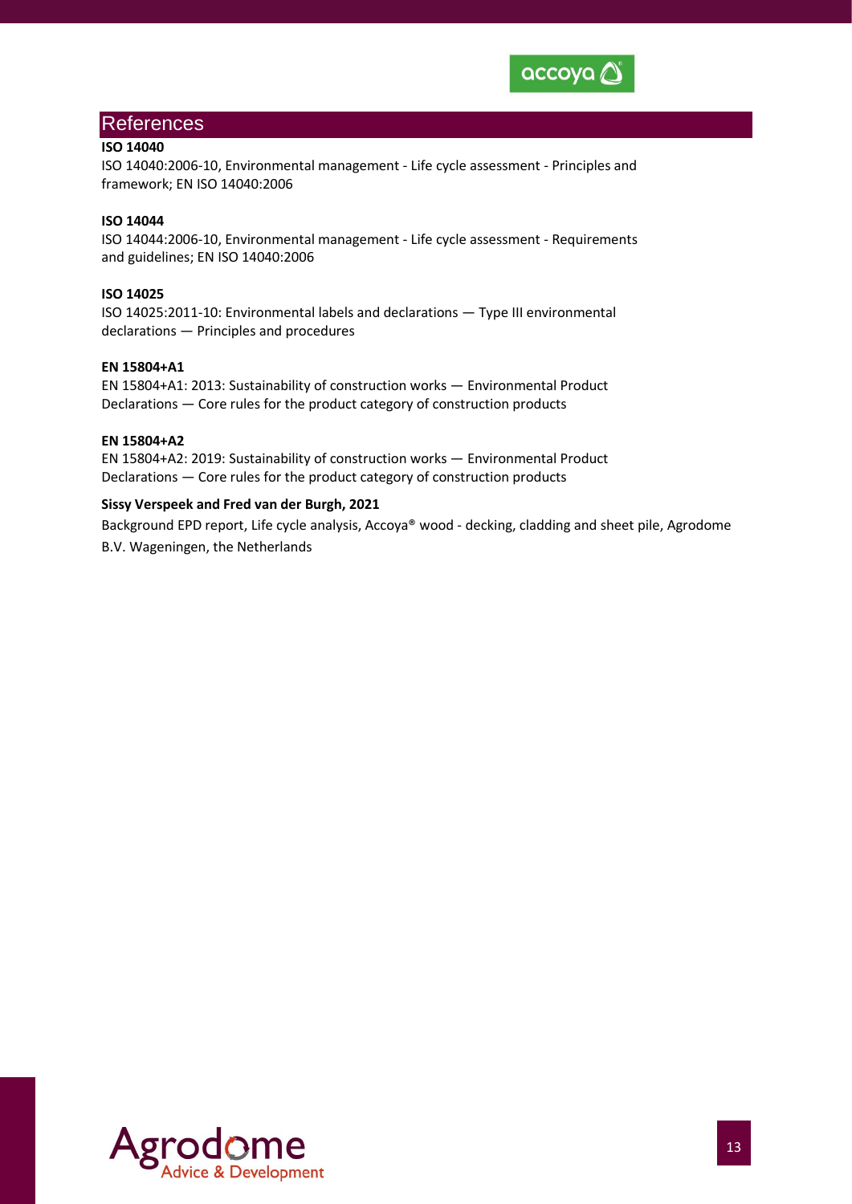## References

**ISO 14040**

ISO 14040:2006-10, Environmental management - Life cycle assessment - Principles and framework; EN ISO 14040:2006

**ISO 14044**

ISO 14044:2006-10, Environmental management - Life cycle assessment - Requirements and guidelines; EN ISO 14040:2006

**ISO 14025**

ISO 14025:2011-10: Environmental labels and declarations — Type III environmental declarations — Principles and procedures

**EN 15804+A1**

EN 15804+A1: 2013: Sustainability of construction works — Environmental Product Declarations — Core rules for the product category of construction products

**EN 15804+A2**

EN 15804+A2: 2019: Sustainability of construction works — Environmental Product Declarations — Core rules for the product category of construction products

**Sissy Verspeek and Fred van der Burgh, 2021**

Background EPD report, Life cycle analysis, Accoya® wood - decking, cladding and sheet pile, Agrodome B.V. Wageningen, the Netherlands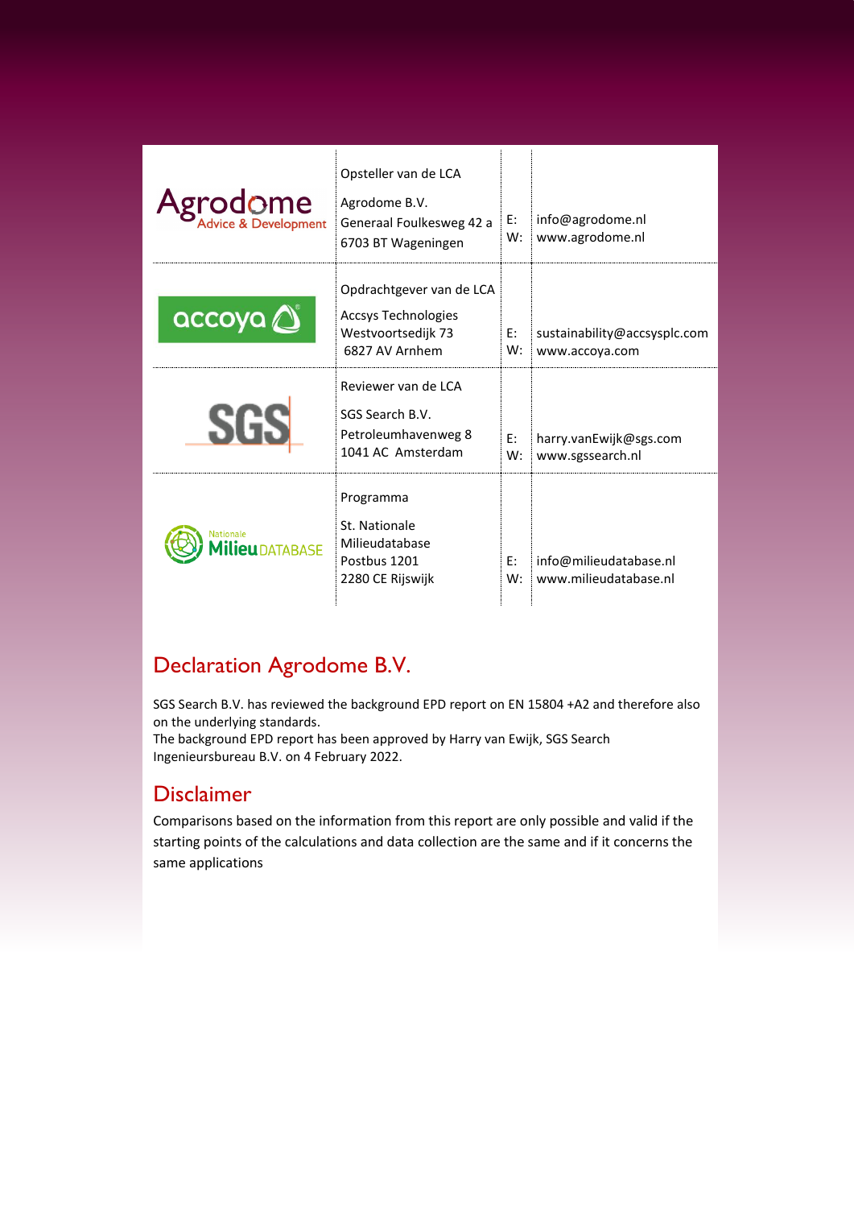| | | | |
|---|---|---|---|
| Agrodome Advice & Development | Opsteller van de LCA<br><br>Agrodome B.V.<br>Generaal Foulkesweg 42 a<br>6703 BT Wageningen | E:<br>W: | info@agrodome.nl<br>www.agrodome.nl |
| accoya | Opdrachtgever van de LCA<br><br>Accsys Technologies<br>Westvoortsedijk 73<br>6827 AV Arnhem | E:<br>W: | sustainability@accsysplc.com<br>www.accoya.com |
| SGS | Reviewer van de LCA<br><br>SGS Search B.V.<br>Petroleumhavenweg 8<br>1041 AC Amsterdam | E:<br>W: | harry.vanEwijk@sgs.com<br>www.sgssearch.nl |
| Nationale MilieuDATABASE | Programma<br><br>St. Nationale Milieudatabase<br>Postbus 1201<br>2280 CE Rijswijk | E:<br>W: | info@milieudatabase.nl<br>www.milieudatabase.nl |

## Declaration Agrodome B.V.

SGS Search B.V. has reviewed the background EPD report on EN 15804 +A2 and therefore also on the underlying standards.
The background EPD report has been approved by Harry van Ewijk, SGS Search Ingenieursbureau B.V. on 4 February 2022.

## Disclaimer

Comparisons based on the information from this report are only possible and valid if the starting points of the calculations and data collection are the same and if it concerns the same applications